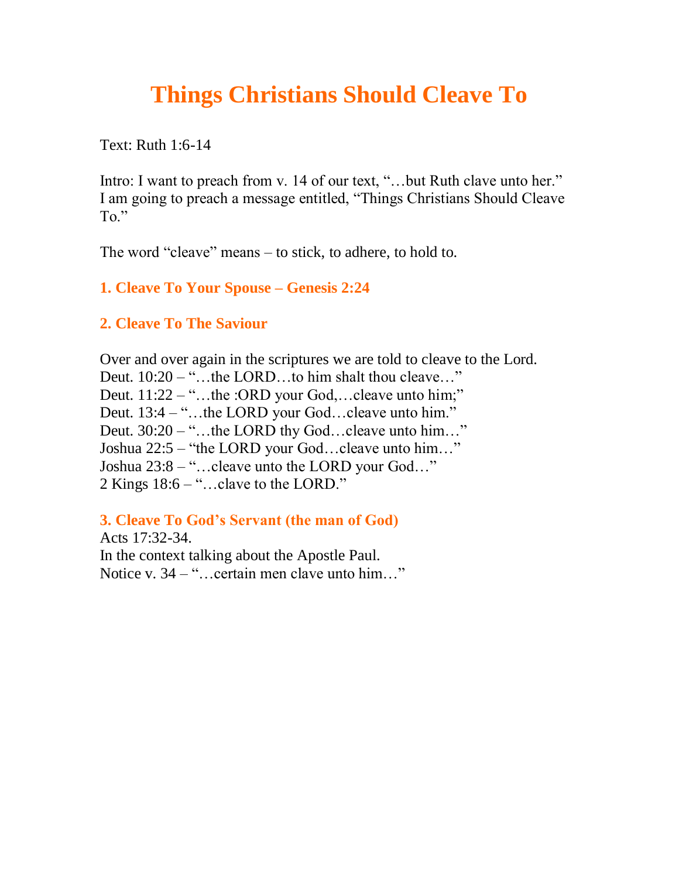# Things Christians Should Cleave To

Text: Ruth 1:6-14

Intro: I want to preach from v. 14 of our text, "…but Ruth clave unto her." I am going to preach a message entitled, "Things Christians Should Cleave To."

The word "cleave" means – to stick, to adhere, to hold to.

### 1. Cleave To Your Spouse – Genesis 2:24

### 2. Cleave To The Saviour

Over and over again in the scriptures we are told to cleave to the Lord.
Deut. 10:20 – "…the LORD…to him shalt thou cleave…"
Deut. 11:22 – "…the :ORD your God,…cleave unto him;"
Deut. 13:4 – "…the LORD your God…cleave unto him."
Deut. 30:20 – "…the LORD thy God…cleave unto him…"
Joshua 22:5 – "the LORD your God…cleave unto him…"
Joshua 23:8 – "…cleave unto the LORD your God…"
2 Kings 18:6 – "…clave to the LORD."

### 3. Cleave To God's Servant (the man of God)

Acts 17:32-34.
In the context talking about the Apostle Paul.
Notice v. 34 – "…certain men clave unto him…"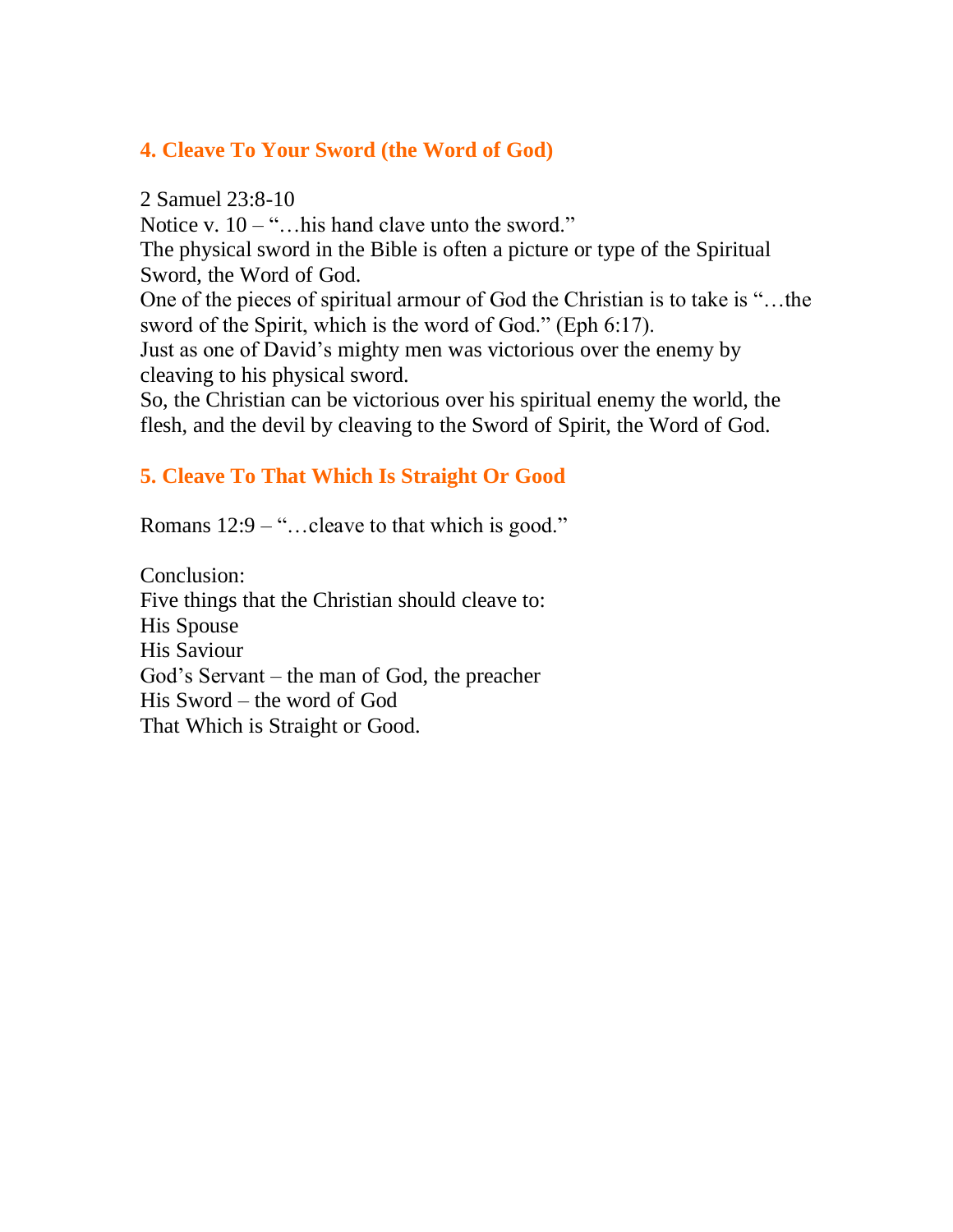## 4. Cleave To Your Sword (the Word of God)

2 Samuel 23:8-10
Notice v. 10 – "…his hand clave unto the sword."
The physical sword in the Bible is often a picture or type of the Spiritual Sword, the Word of God.
One of the pieces of spiritual armour of God the Christian is to take is "…the sword of the Spirit, which is the word of God." (Eph 6:17).
Just as one of David's mighty men was victorious over the enemy by cleaving to his physical sword.
So, the Christian can be victorious over his spiritual enemy the world, the flesh, and the devil by cleaving to the Sword of Spirit, the Word of God.

## 5. Cleave To That Which Is Straight Or Good

Romans 12:9 – "…cleave to that which is good."

Conclusion:
Five things that the Christian should cleave to:
His Spouse
His Saviour
God's Servant – the man of God, the preacher
His Sword – the word of God
That Which is Straight or Good.